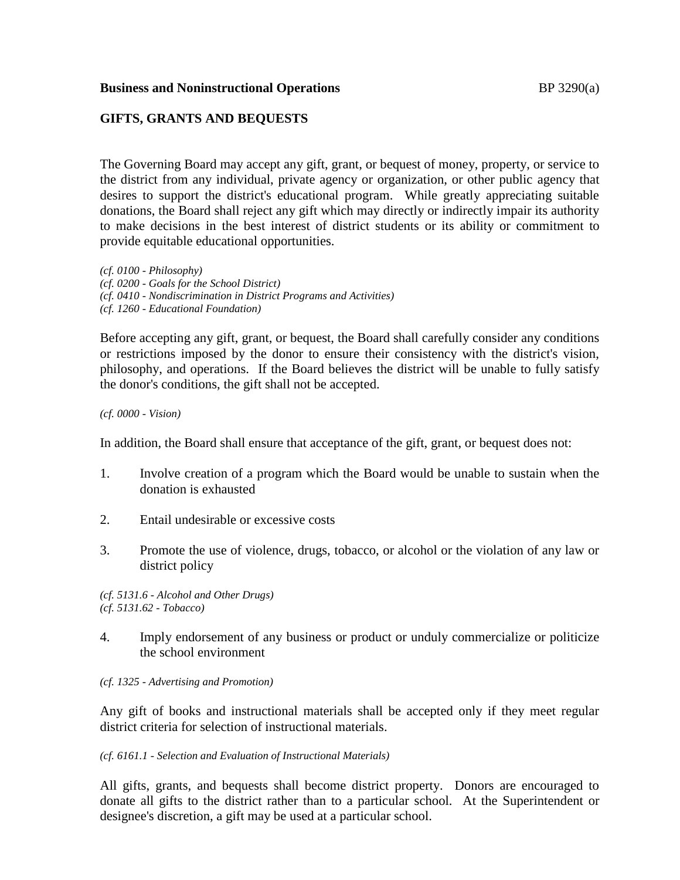**Business and Noninstructional Operations**

BP 3290(a)

## GIFTS, GRANTS AND BEQUESTS

The Governing Board may accept any gift, grant, or bequest of money, property, or service to the district from any individual, private agency or organization, or other public agency that desires to support the district's educational program. While greatly appreciating suitable donations, the Board shall reject any gift which may directly or indirectly impair its authority to make decisions in the best interest of district students or its ability or commitment to provide equitable educational opportunities.

*(cf. 0100 - Philosophy)*
*(cf. 0200 - Goals for the School District)*
*(cf. 0410 - Nondiscrimination in District Programs and Activities)*
*(cf. 1260 - Educational Foundation)*

Before accepting any gift, grant, or bequest, the Board shall carefully consider any conditions or restrictions imposed by the donor to ensure their consistency with the district's vision, philosophy, and operations. If the Board believes the district will be unable to fully satisfy the donor's conditions, the gift shall not be accepted.

*(cf. 0000 - Vision)*

In addition, the Board shall ensure that acceptance of the gift, grant, or bequest does not:

1. Involve creation of a program which the Board would be unable to sustain when the donation is exhausted

2. Entail undesirable or excessive costs

3. Promote the use of violence, drugs, tobacco, or alcohol or the violation of any law or district policy

*(cf. 5131.6 - Alcohol and Other Drugs)*
*(cf. 5131.62 - Tobacco)*

4. Imply endorsement of any business or product or unduly commercialize or politicize the school environment

*(cf. 1325 - Advertising and Promotion)*

Any gift of books and instructional materials shall be accepted only if they meet regular district criteria for selection of instructional materials.

*(cf. 6161.1 - Selection and Evaluation of Instructional Materials)*

All gifts, grants, and bequests shall become district property. Donors are encouraged to donate all gifts to the district rather than to a particular school. At the Superintendent or designee's discretion, a gift may be used at a particular school.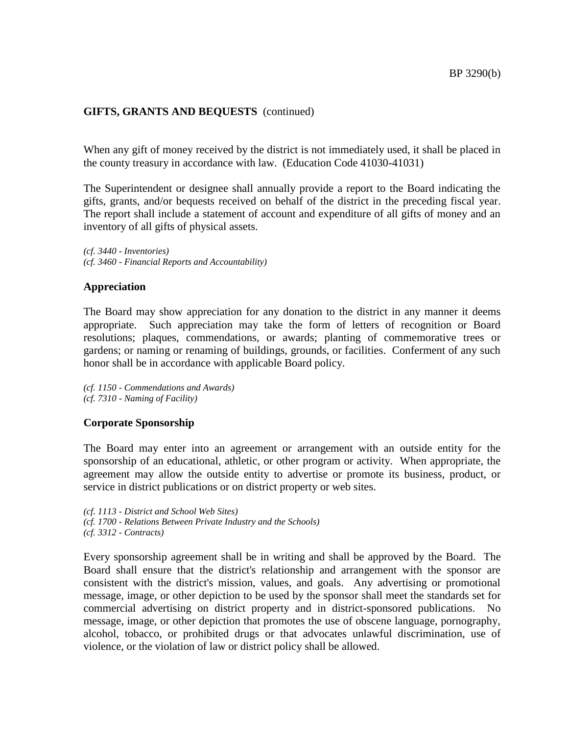**GIFTS, GRANTS AND BEQUESTS** (continued)

When any gift of money received by the district is not immediately used, it shall be placed in the county treasury in accordance with law. (Education Code 41030-41031)

The Superintendent or designee shall annually provide a report to the Board indicating the gifts, grants, and/or bequests received on behalf of the district in the preceding fiscal year. The report shall include a statement of account and expenditure of all gifts of money and an inventory of all gifts of physical assets.

*(cf. 3440 - Inventories)*
*(cf. 3460 - Financial Reports and Accountability)*

### Appreciation

The Board may show appreciation for any donation to the district in any manner it deems appropriate. Such appreciation may take the form of letters of recognition or Board resolutions; plaques, commendations, or awards; planting of commemorative trees or gardens; or naming or renaming of buildings, grounds, or facilities. Conferment of any such honor shall be in accordance with applicable Board policy.

*(cf. 1150 - Commendations and Awards)*
*(cf. 7310 - Naming of Facility)*

### Corporate Sponsorship

The Board may enter into an agreement or arrangement with an outside entity for the sponsorship of an educational, athletic, or other program or activity. When appropriate, the agreement may allow the outside entity to advertise or promote its business, product, or service in district publications or on district property or web sites.

*(cf. 1113 - District and School Web Sites)*
*(cf. 1700 - Relations Between Private Industry and the Schools)*
*(cf. 3312 - Contracts)*

Every sponsorship agreement shall be in writing and shall be approved by the Board. The Board shall ensure that the district's relationship and arrangement with the sponsor are consistent with the district's mission, values, and goals. Any advertising or promotional message, image, or other depiction to be used by the sponsor shall meet the standards set for commercial advertising on district property and in district-sponsored publications. No message, image, or other depiction that promotes the use of obscene language, pornography, alcohol, tobacco, or prohibited drugs or that advocates unlawful discrimination, use of violence, or the violation of law or district policy shall be allowed.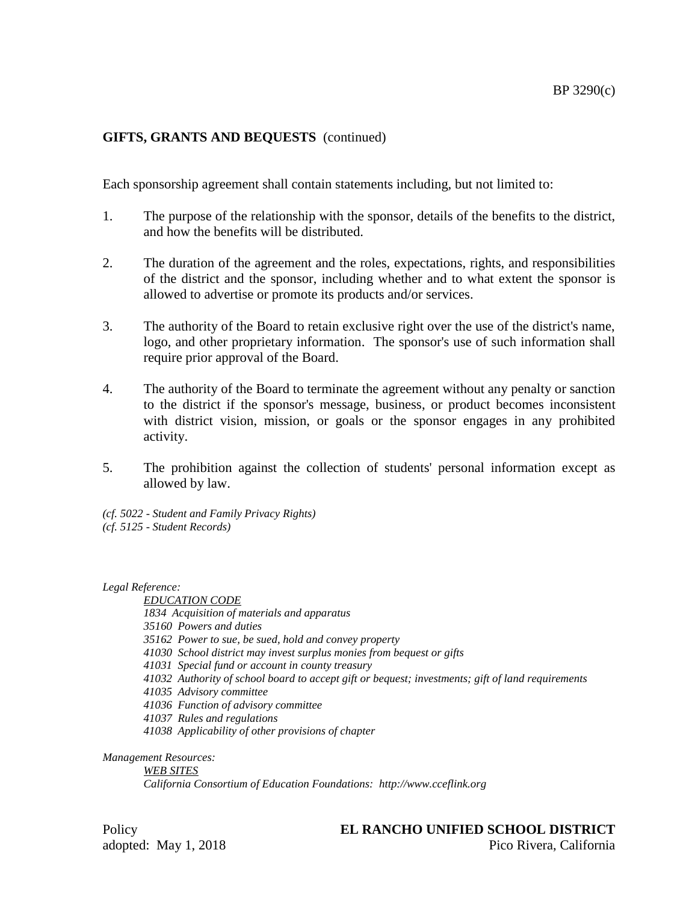**GIFTS, GRANTS AND BEQUESTS** (continued)

Each sponsorship agreement shall contain statements including, but not limited to:

1. The purpose of the relationship with the sponsor, details of the benefits to the district, and how the benefits will be distributed.

2. The duration of the agreement and the roles, expectations, rights, and responsibilities of the district and the sponsor, including whether and to what extent the sponsor is allowed to advertise or promote its products and/or services.

3. The authority of the Board to retain exclusive right over the use of the district's name, logo, and other proprietary information. The sponsor's use of such information shall require prior approval of the Board.

4. The authority of the Board to terminate the agreement without any penalty or sanction to the district if the sponsor's message, business, or product becomes inconsistent with district vision, mission, or goals or the sponsor engages in any prohibited activity.

5. The prohibition against the collection of students' personal information except as allowed by law.

*(cf. 5022 - Student and Family Privacy Rights)*
*(cf. 5125 - Student Records)*

*Legal Reference:*

*EDUCATION CODE*
*1834 Acquisition of materials and apparatus*
*35160 Powers and duties*
*35162 Power to sue, be sued, hold and convey property*
*41030 School district may invest surplus monies from bequest or gifts*
*41031 Special fund or account in county treasury*
*41032 Authority of school board to accept gift or bequest; investments; gift of land requirements*
*41035 Advisory committee*
*41036 Function of advisory committee*
*41037 Rules and regulations*
*41038 Applicability of other provisions of chapter*

*Management Resources:*

*WEB SITES*
*California Consortium of Education Foundations: http://www.cceflink.org*

Policy
adopted: May 1, 2018

**EL RANCHO UNIFIED SCHOOL DISTRICT**
Pico Rivera, California